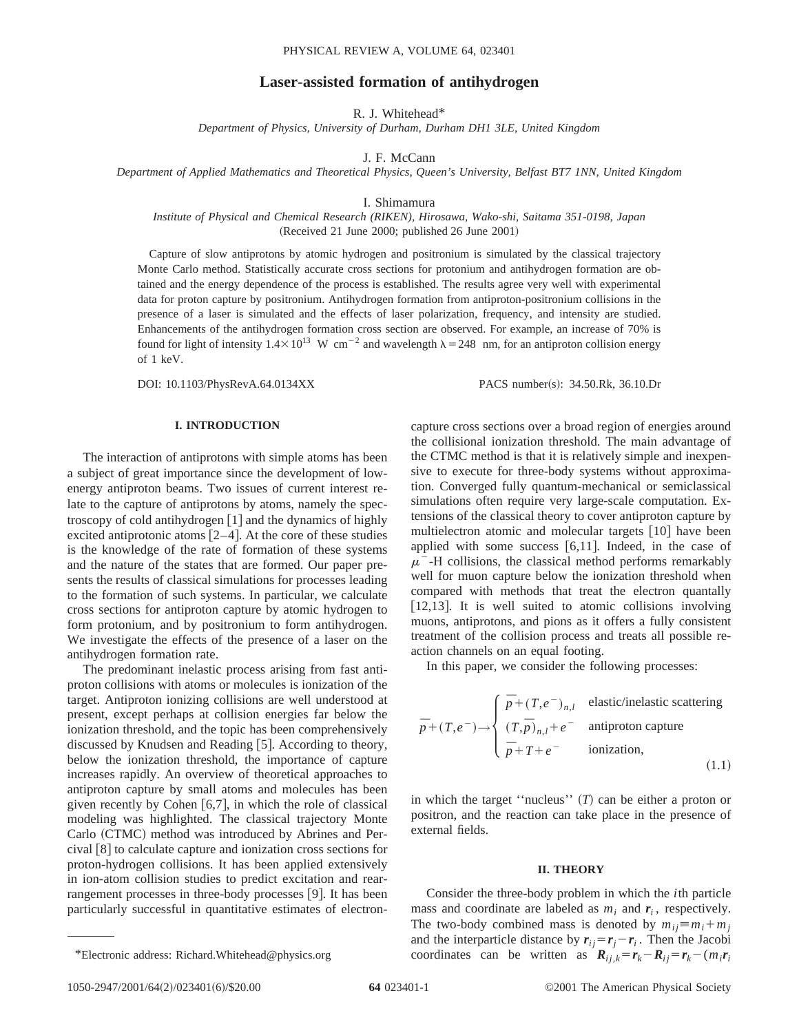# Laser-assisted formation of antihydrogen

R. J. Whitehead*

*Department of Physics, University of Durham, Durham DH1 3LE, United Kingdom*

J. F. McCann

*Department of Applied Mathematics and Theoretical Physics, Queen's University, Belfast BT7 1NN, United Kingdom*

I. Shimamura

*Institute of Physical and Chemical Research (RIKEN), Hirosawa, Wako-shi, Saitama 351-0198, Japan*

(Received 21 June 2000; published 26 June 2001)

Capture of slow antiprotons by atomic hydrogen and positronium is simulated by the classical trajectory Monte Carlo method. Statistically accurate cross sections for protonium and antihydrogen formation are obtained and the energy dependence of the process is established. The results agree very well with experimental data for proton capture by positronium. Antihydrogen formation from antiproton-positronium collisions in the presence of a laser is simulated and the effects of laser polarization, frequency, and intensity are studied. Enhancements of the antihydrogen formation cross section are observed. For example, an increase of 70% is found for light of intensity $1.4\times10^{13}$ W cm$^{-2}$ and wavelength $\lambda=248$ nm, for an antiproton collision energy of 1 keV.

DOI: 10.1103/PhysRevA.64.0134XX PACS number(s): 34.50.Rk, 36.10.Dr

## I. INTRODUCTION

The interaction of antiprotons with simple atoms has been a subject of great importance since the development of low-energy antiproton beams. Two issues of current interest relate to the capture of antiprotons by atoms, namely the spectroscopy of cold antihydrogen [1] and the dynamics of highly excited antiprotonic atoms [2–4]. At the core of these studies is the knowledge of the rate of formation of these systems and the nature of the states that are formed. Our paper presents the results of classical simulations for processes leading to the formation of such systems. In particular, we calculate cross sections for antiproton capture by atomic hydrogen to form protonium, and by positronium to form antihydrogen. We investigate the effects of the presence of a laser on the antihydrogen formation rate.

The predominant inelastic process arising from fast antiproton collisions with atoms or molecules is ionization of the target. Antiproton ionizing collisions are well understood at present, except perhaps at collision energies far below the ionization threshold, and the topic has been comprehensively discussed by Knudsen and Reading [5]. According to theory, below the ionization threshold, the importance of capture increases rapidly. An overview of theoretical approaches to antiproton capture by small atoms and molecules has been given recently by Cohen [6,7], in which the role of classical modeling was highlighted. The classical trajectory Monte Carlo (CTMC) method was introduced by Abrines and Percival [8] to calculate capture and ionization cross sections for proton-hydrogen collisions. It has been applied extensively in ion-atom collision studies to predict excitation and rearrangement processes in three-body processes [9]. It has been particularly successful in quantitative estimates of electron-capture cross sections over a broad region of energies around the collisional ionization threshold. The main advantage of the CTMC method is that it is relatively simple and inexpensive to execute for three-body systems without approximation. Converged fully quantum-mechanical or semiclassical simulations often require very large-scale computation. Extensions of the classical theory to cover antiproton capture by multielectron atomic and molecular targets [10] have been applied with some success [6,11]. Indeed, in the case of $\mu^-$-H collisions, the classical method performs remarkably well for muon capture below the ionization threshold when compared with methods that treat the electron quantally [12,13]. It is well suited to atomic collisions involving muons, antiprotons, and pions as it offers a fully consistent treatment of the collision process and treats all possible reaction channels on an equal footing.

In this paper, we consider the following processes:

$$\bar{p}+(T,e^-)\rightarrow\begin{cases}\bar{p}+(T,e^-)_{n,l} & \text{elastic/inelastic scattering}\\ (T,\bar{p})_{n,l}+e^- & \text{antiproton capture}\\ \bar{p}+T+e^- & \text{ionization,}\end{cases}\tag{1.1}$$

in which the target "nucleus" ($T$) can be either a proton or positron, and the reaction can take place in the presence of external fields.

## II. THEORY

Consider the three-body problem in which the $i$th particle mass and coordinate are labeled as $m_i$ and $\boldsymbol{r}_i$, respectively. The two-body combined mass is denoted by $m_{ij}\equiv m_i+m_j$ and the interparticle distance by $\boldsymbol{r}_{ij}=\boldsymbol{r}_j-\boldsymbol{r}_i$. Then the Jacobi coordinates can be written as $\boldsymbol{R}_{ij,k}=\boldsymbol{r}_k-\boldsymbol{R}_{ij}=\boldsymbol{r}_k-(m_i\boldsymbol{r}_i$

*Electronic address: Richard.Whitehead@physics.org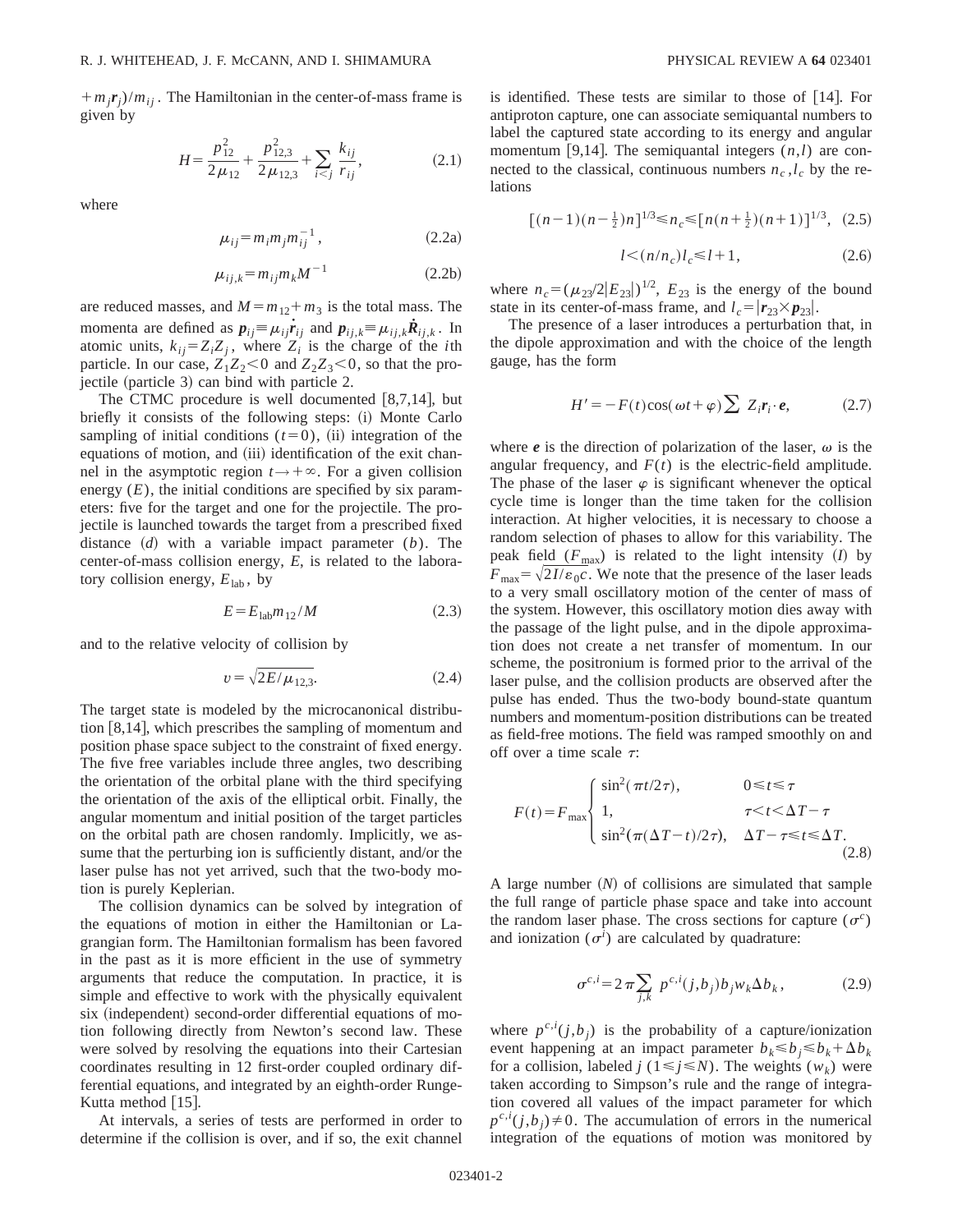$+m_j\boldsymbol{r}_j)/m_{ij}$. The Hamiltonian in the center-of-mass frame is given by

$$H=\frac{p_{12}^2}{2\mu_{12}}+\frac{p_{12,3}^2}{2\mu_{12,3}}+\sum_{i<j}\frac{k_{ij}}{r_{ij}}, \tag{2.1}$$

where

$$\mu_{ij}=m_i m_j m_{ij}^{-1}, \tag{2.2a}$$

$$\mu_{ij,k}=m_{ij}m_k M^{-1} \tag{2.2b}$$

are reduced masses, and $M=m_{12}+m_3$ is the total mass. The momenta are defined as $\boldsymbol{p}_{ij}\equiv\mu_{ij}\dot{\boldsymbol{r}}_{ij}$ and $\boldsymbol{p}_{ij,k}\equiv\mu_{ij,k}\dot{\boldsymbol{R}}_{ij,k}$. In atomic units, $k_{ij}=Z_iZ_j$, where $Z_i$ is the charge of the $i$th particle. In our case, $Z_1Z_2<0$ and $Z_2Z_3<0$, so that the projectile (particle 3) can bind with particle 2.

The CTMC procedure is well documented [8,7,14], but briefly it consists of the following steps: (i) Monte Carlo sampling of initial conditions ($t=0$), (ii) integration of the equations of motion, and (iii) identification of the exit channel in the asymptotic region $t\to+\infty$. For a given collision energy ($E$), the initial conditions are specified by six parameters: five for the target and one for the projectile. The projectile is launched towards the target from a prescribed fixed distance ($d$) with a variable impact parameter ($b$). The center-of-mass collision energy, $E$, is related to the laboratory collision energy, $E_{\rm lab}$, by

$$E=E_{\rm lab}m_{12}/M \tag{2.3}$$

and to the relative velocity of collision by

$$v=\sqrt{2E/\mu_{12,3}}. \tag{2.4}$$

The target state is modeled by the microcanonical distribution [8,14], which prescribes the sampling of momentum and position phase space subject to the constraint of fixed energy. The five free variables include three angles, two describing the orientation of the orbital plane with the third specifying the orientation of the axis of the elliptical orbit. Finally, the angular momentum and initial position of the target particles on the orbital path are chosen randomly. Implicitly, we assume that the perturbing ion is sufficiently distant, and/or the laser pulse has not yet arrived, such that the two-body motion is purely Keplerian.

The collision dynamics can be solved by integration of the equations of motion in either the Hamiltonian or Lagrangian form. The Hamiltonian formalism has been favored in the past as it is more efficient in the use of symmetry arguments that reduce the computation. In practice, it is simple and effective to work with the physically equivalent six (independent) second-order differential equations of motion following directly from Newton's second law. These were solved by resolving the equations into their Cartesian coordinates resulting in 12 first-order coupled ordinary differential equations, and integrated by an eighth-order Runge-Kutta method [15].

At intervals, a series of tests are performed in order to determine if the collision is over, and if so, the exit channel is identified. These tests are similar to those of [14]. For antiproton capture, one can associate semiquantal numbers to label the captured state according to its energy and angular momentum [9,14]. The semiquantal integers $(n,l)$ are connected to the classical, continuous numbers $n_c,l_c$ by the relations

$$[(n-1)(n-\tfrac{1}{2})n]^{1/3}\leq n_c\leq[n(n+\tfrac{1}{2})(n+1)]^{1/3}, \tag{2.5}$$

$$l<(n/n_c)l_c\leq l+1, \tag{2.6}$$

where $n_c=(\mu_{23}/2|E_{23}|)^{1/2}$, $E_{23}$ is the energy of the bound state in its center-of-mass frame, and $l_c=|\boldsymbol{r}_{23}\times\boldsymbol{p}_{23}|$.

The presence of a laser introduces a perturbation that, in the dipole approximation and with the choice of the length gauge, has the form

$$H'=-F(t)\cos(\omega t+\varphi)\sum Z_i\boldsymbol{r}_i\cdot\boldsymbol{e}, \tag{2.7}$$

where $\boldsymbol{e}$ is the direction of polarization of the laser, $\omega$ is the angular frequency, and $F(t)$ is the electric-field amplitude. The phase of the laser $\varphi$ is significant whenever the optical cycle time is longer than the time taken for the collision interaction. At higher velocities, it is necessary to choose a random selection of phases to allow for this variability. The peak field ($F_{\max}$) is related to the light intensity ($I$) by $F_{\max}=\sqrt{2I/\varepsilon_0 c}$. We note that the presence of the laser leads to a very small oscillatory motion of the center of mass of the system. However, this oscillatory motion dies away with the passage of the light pulse, and in the dipole approximation does not create a net transfer of momentum. In our scheme, the positronium is formed prior to the arrival of the laser pulse, and the collision products are observed after the pulse has ended. Thus the two-body bound-state quantum numbers and momentum-position distributions can be treated as field-free motions. The field was ramped smoothly on and off over a time scale $\tau$:

$$F(t)=F_{\max}\begin{cases}\sin^2(\pi t/2\tau), & 0\leq t\leq\tau\\ 1, & \tau<t<\Delta T-\tau\\ \sin^2(\pi(\Delta T-t)/2\tau), & \Delta T-\tau\leq t\leq\Delta T.\end{cases} \tag{2.8}$$

A large number ($N$) of collisions are simulated that sample the full range of particle phase space and take into account the random laser phase. The cross sections for capture ($\sigma^c$) and ionization ($\sigma^i$) are calculated by quadrature:

$$\sigma^{c,i}=2\pi\sum_{j,k}p^{c,i}(j,b_j)b_jw_k\Delta b_k, \tag{2.9}$$

where $p^{c,i}(j,b_j)$ is the probability of a capture/ionization event happening at an impact parameter $b_k\leq b_j\leq b_k+\Delta b_k$ for a collision, labeled $j$ ($1\leq j\leq N$). The weights ($w_k$) were taken according to Simpson's rule and the range of integration covered all values of the impact parameter for which $p^{c,i}(j,b_j)\neq0$. The accumulation of errors in the numerical integration of the equations of motion was monitored by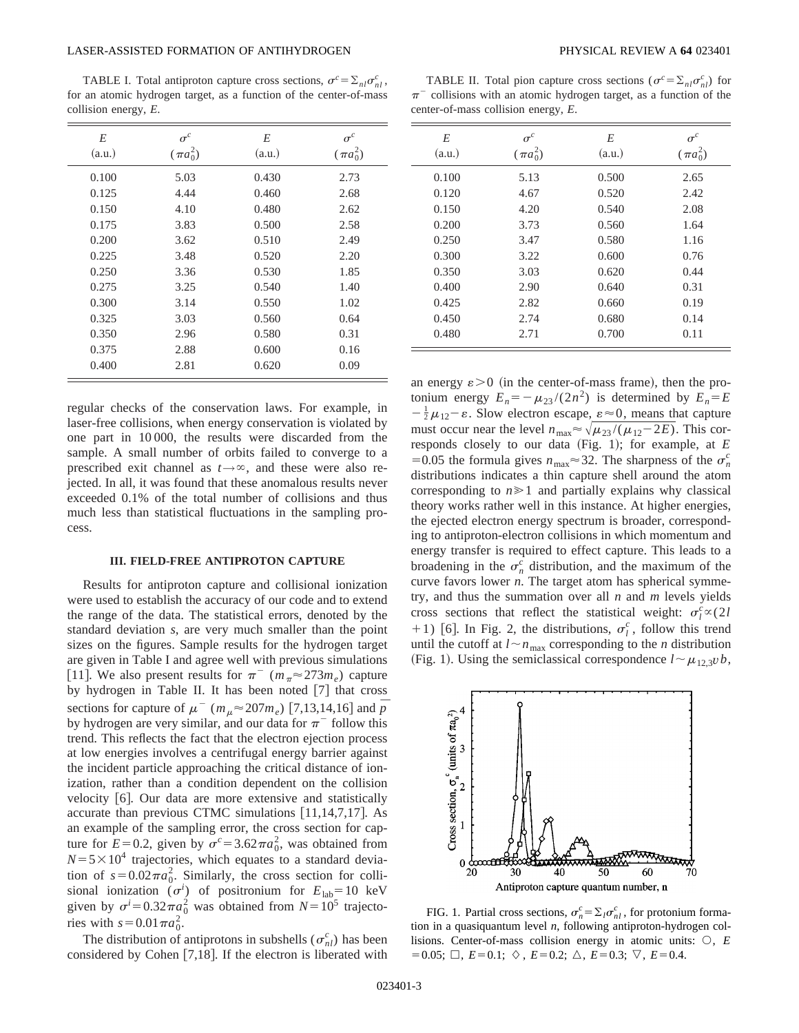TABLE I. Total antiproton capture cross sections, $\sigma^c = \Sigma_{nl} \sigma^c_{nl}$, for an atomic hydrogen target, as a function of the center-of-mass collision energy, $E$.

| $E$ (a.u.) | $\sigma^c$ ($\pi a_0^2$) | $E$ (a.u.) | $\sigma^c$ ($\pi a_0^2$) |
|---|---|---|---|
| 0.100 | 5.03 | 0.430 | 2.73 |
| 0.125 | 4.44 | 0.460 | 2.68 |
| 0.150 | 4.10 | 0.480 | 2.62 |
| 0.175 | 3.83 | 0.500 | 2.58 |
| 0.200 | 3.62 | 0.510 | 2.49 |
| 0.225 | 3.48 | 0.520 | 2.20 |
| 0.250 | 3.36 | 0.530 | 1.85 |
| 0.275 | 3.25 | 0.540 | 1.40 |
| 0.300 | 3.14 | 0.550 | 1.02 |
| 0.325 | 3.03 | 0.560 | 0.64 |
| 0.350 | 2.96 | 0.580 | 0.31 |
| 0.375 | 2.88 | 0.600 | 0.16 |
| 0.400 | 2.81 | 0.620 | 0.09 |

TABLE II. Total pion capture cross sections ($\sigma^c = \Sigma_{nl} \sigma^c_{nl}$) for $\pi^-$ collisions with an atomic hydrogen target, as a function of the center-of-mass collision energy, $E$.

| $E$ (a.u.) | $\sigma^c$ ($\pi a_0^2$) | $E$ (a.u.) | $\sigma^c$ ($\pi a_0^2$) |
|---|---|---|---|
| 0.100 | 5.13 | 0.500 | 2.65 |
| 0.120 | 4.67 | 0.520 | 2.42 |
| 0.150 | 4.20 | 0.540 | 2.08 |
| 0.200 | 3.73 | 0.560 | 1.64 |
| 0.250 | 3.47 | 0.580 | 1.16 |
| 0.300 | 3.22 | 0.600 | 0.76 |
| 0.350 | 3.03 | 0.620 | 0.44 |
| 0.400 | 2.90 | 0.640 | 0.31 |
| 0.425 | 2.82 | 0.660 | 0.19 |
| 0.450 | 2.74 | 0.680 | 0.14 |
| 0.480 | 2.71 | 0.700 | 0.11 |

regular checks of the conservation laws. For example, in laser-free collisions, when energy conservation is violated by one part in 10 000, the results were discarded from the sample. A small number of orbits failed to converge to a prescribed exit channel as $t \rightarrow \infty$, and these were also rejected. In all, it was found that these anomalous results never exceeded 0.1% of the total number of collisions and thus much less than statistical fluctuations in the sampling process.

### III. FIELD-FREE ANTIPROTON CAPTURE

Results for antiproton capture and collisional ionization were used to establish the accuracy of our code and to extend the range of the data. The statistical errors, denoted by the standard deviation $s$, are very much smaller than the point sizes on the figures. Sample results for the hydrogen target are given in Table I and agree well with previous simulations [11]. We also present results for $\pi^-$ ($m_\pi \approx 273 m_e$) capture by hydrogen in Table II. It has been noted [7] that cross sections for capture of $\mu^-$ ($m_\mu \approx 207 m_e$) [7,13,14,16] and $\bar{p}$ by hydrogen are very similar, and our data for $\pi^-$ follow this trend. This reflects the fact that the electron ejection process at low energies involves a centrifugal energy barrier against the incident particle approaching the critical distance of ionization, rather than a condition dependent on the collision velocity [6]. Our data are more extensive and statistically accurate than previous CTMC simulations [11,14,7,17]. As an example of the sampling error, the cross section for capture for $E=0.2$, given by $\sigma^c = 3.62 \pi a_0^2$, was obtained from $N = 5 \times 10^4$ trajectories, which equates to a standard deviation of $s = 0.02 \pi a_0^2$. Similarly, the cross section for collisional ionization ($\sigma^i$) of positronium for $E_{\rm lab} = 10$ keV given by $\sigma^i = 0.32 \pi a_0^2$ was obtained from $N = 10^5$ trajectories with $s = 0.01 \pi a_0^2$.

The distribution of antiprotons in subshells ($\sigma^c_{nl}$) has been considered by Cohen [7,18]. If the electron is liberated with an energy $\varepsilon > 0$ (in the center-of-mass frame), then the protonium energy $E_n = -\mu_{23}/(2n^2)$ is determined by $E_n = E - \frac{1}{2}\mu_{12} - \varepsilon$. Slow electron escape, $\varepsilon \approx 0$, means that capture must occur near the level $n_{\rm max} \approx \sqrt{\mu_{23}/(\mu_{12} - 2E)}$. This corresponds closely to our data (Fig. 1); for example, at $E = 0.05$ the formula gives $n_{\rm max} \approx 32$. The sharpness of the $\sigma^c_n$ distributions indicates a thin capture shell around the atom corresponding to $n \gg 1$ and partially explains why classical theory works rather well in this instance. At higher energies, the ejected electron energy spectrum is broader, corresponding to antiproton-electron collisions in which momentum and energy transfer is required to effect capture. This leads to a broadening in the $\sigma^c_n$ distribution, and the maximum of the curve favors lower $n$. The target atom has spherical symmetry, and thus the summation over all $n$ and $m$ levels yields cross sections that reflect the statistical weight: $\sigma^c_l \propto (2l+1)$ [6]. In Fig. 2, the distributions, $\sigma^c_l$, follow this trend until the cutoff at $l \sim n_{\rm max}$ corresponding to the $n$ distribution (Fig. 1). Using the semiclassical correspondence $l \sim \mu_{12,3} v b$,

FIG. 1. Partial cross sections, $\sigma^c_n = \Sigma_l \sigma^c_{nl}$, for protonium formation in a quasiquantum level $n$, following antiproton-hydrogen collisions. Center-of-mass collision energy in atomic units: ○, $E = 0.05$; □, $E = 0.1$; ◇, $E = 0.2$; △, $E = 0.3$; ▽, $E = 0.4$.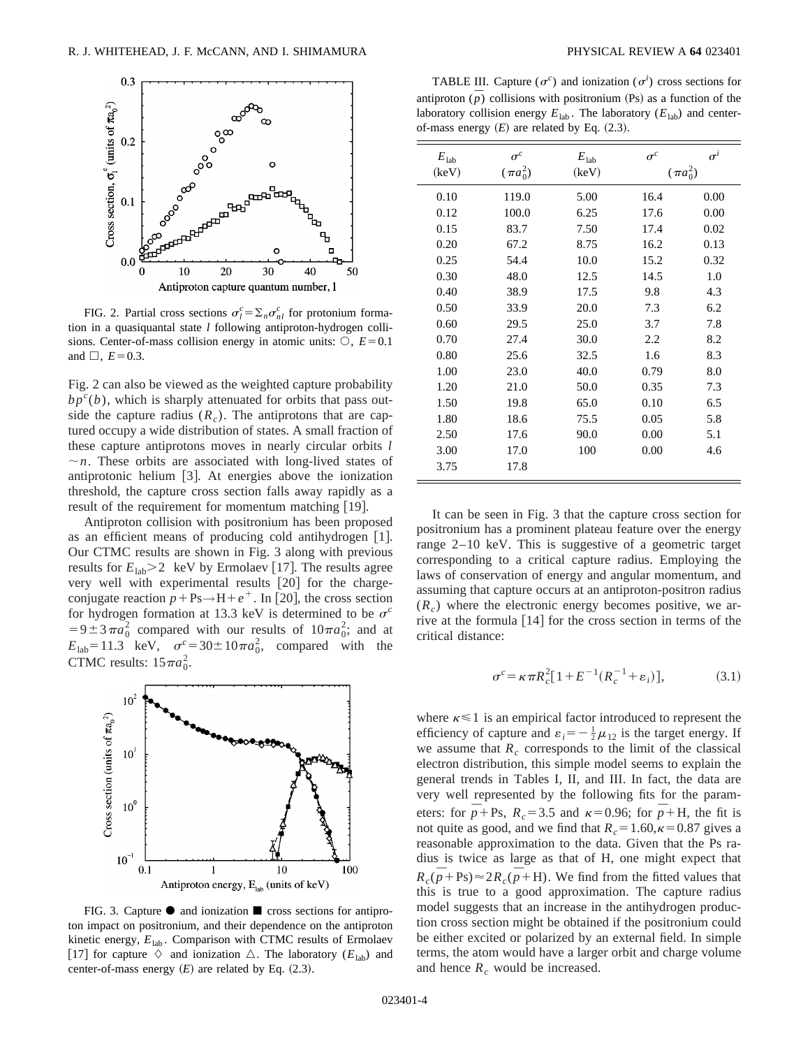FIG. 2. Partial cross sections $\sigma_l^c = \Sigma_n \sigma_{nl}^c$ for protonium formation in a quasiquantal state $l$ following antiproton-hydrogen collisions. Center-of-mass collision energy in atomic units: ○, $E = 0.1$ and □, $E = 0.3$.

Fig. 2 can also be viewed as the weighted capture probability $bp^c(b)$, which is sharply attenuated for orbits that pass outside the capture radius ($R_c$). The antiprotons that are captured occupy a wide distribution of states. A small fraction of these capture antiprotons moves in nearly circular orbits $l \sim n$. These orbits are associated with long-lived states of antiprotonic helium [3]. At energies above the ionization threshold, the capture cross section falls away rapidly as a result of the requirement for momentum matching [19].

Antiproton collision with positronium has been proposed as an efficient means of producing cold antihydrogen [1]. Our CTMC results are shown in Fig. 3 along with previous results for $E_{\mathrm{lab}} > 2$ keV by Ermolaev [17]. The results agree very well with experimental results [20] for the charge-conjugate reaction $p + \mathrm{Ps} \rightarrow \mathrm{H} + e^+$. In [20], the cross section for hydrogen formation at 13.3 keV is determined to be $\sigma^c = 9 \pm 3 \pi a_0^2$ compared with our results of $10 \pi a_0^2$; and at $E_{\mathrm{lab}} = 11.3$ keV, $\sigma^c = 30 \pm 10 \pi a_0^2$, compared with the CTMC results: $15 \pi a_0^2$.

FIG. 3. Capture ● and ionization ■ cross sections for antiproton impact on positronium, and their dependence on the antiproton kinetic energy, $E_{\mathrm{lab}}$. Comparison with CTMC results of Ermolaev [17] for capture ◇ and ionization △. The laboratory ($E_{\mathrm{lab}}$) and center-of-mass energy ($E$) are related by Eq. (2.3).

TABLE III. Capture ($\sigma^c$) and ionization ($\sigma^i$) cross sections for antiproton ($\bar{p}$) collisions with positronium (Ps) as a function of the laboratory collision energy $E_{\mathrm{lab}}$. The laboratory ($E_{\mathrm{lab}}$) and center-of-mass energy ($E$) are related by Eq. (2.3).

| $E_{\mathrm{lab}}$ (keV) | $\sigma^c$ ($\pi a_0^2$) | $E_{\mathrm{lab}}$ (keV) | $\sigma^c$ ($\pi a_0^2$) | $\sigma^i$ ($\pi a_0^2$) |
|---|---|---|---|---|
| 0.10 | 119.0 | 5.00 | 16.4 | 0.00 |
| 0.12 | 100.0 | 6.25 | 17.6 | 0.00 |
| 0.15 | 83.7 | 7.50 | 17.4 | 0.02 |
| 0.20 | 67.2 | 8.75 | 16.2 | 0.13 |
| 0.25 | 54.4 | 10.0 | 15.2 | 0.32 |
| 0.30 | 48.0 | 12.5 | 14.5 | 1.0 |
| 0.40 | 38.9 | 17.5 | 9.8 | 4.3 |
| 0.50 | 33.9 | 20.0 | 7.3 | 6.2 |
| 0.60 | 29.5 | 25.0 | 3.7 | 7.8 |
| 0.70 | 27.4 | 30.0 | 2.2 | 8.2 |
| 0.80 | 25.6 | 32.5 | 1.6 | 8.3 |
| 1.00 | 23.0 | 40.0 | 0.79 | 8.0 |
| 1.20 | 21.0 | 50.0 | 0.35 | 7.3 |
| 1.50 | 19.8 | 65.0 | 0.10 | 6.5 |
| 1.80 | 18.6 | 75.5 | 0.05 | 5.8 |
| 2.50 | 17.6 | 90.0 | 0.00 | 5.1 |
| 3.00 | 17.0 | 100 | 0.00 | 4.6 |
| 3.75 | 17.8 | | | |

It can be seen in Fig. 3 that the capture cross section for positronium has a prominent plateau feature over the energy range 2–10 keV. This is suggestive of a geometric target corresponding to a critical capture radius. Employing the laws of conservation of energy and angular momentum, and assuming that capture occurs at an antiproton-positron radius ($R_c$) where the electronic energy becomes positive, we arrive at the formula [14] for the cross section in terms of the critical distance:

$$\sigma^c = \kappa \pi R_c^2 [1 + E^{-1}(R_c^{-1} + \varepsilon_i)], \tag{3.1}$$

where $\kappa \leqslant 1$ is an empirical factor introduced to represent the efficiency of capture and $\varepsilon_i = -\frac{1}{2}\mu_{12}$ is the target energy. If we assume that $R_c$ corresponds to the limit of the classical electron distribution, this simple model seems to explain the general trends in Tables I, II, and III. In fact, the data are very well represented by the following fits for the parameters: for $\bar{p} + \mathrm{Ps}$, $R_c = 3.5$ and $\kappa = 0.96$; for $\bar{p} + \mathrm{H}$, the fit is not quite as good, and we find that $R_c = 1.60, \kappa = 0.87$ gives a reasonable approximation to the data. Given that the Ps radius is twice as large as that of H, one might expect that $R_c(\bar{p} + \mathrm{Ps}) \approx 2R_c(\bar{p} + \mathrm{H})$. We find from the fitted values that this is true to a good approximation. The capture radius model suggests that an increase in the antihydrogen production cross section might be obtained if the positronium could be either excited or polarized by an external field. In simple terms, the atom would have a larger orbit and charge volume and hence $R_c$ would be increased.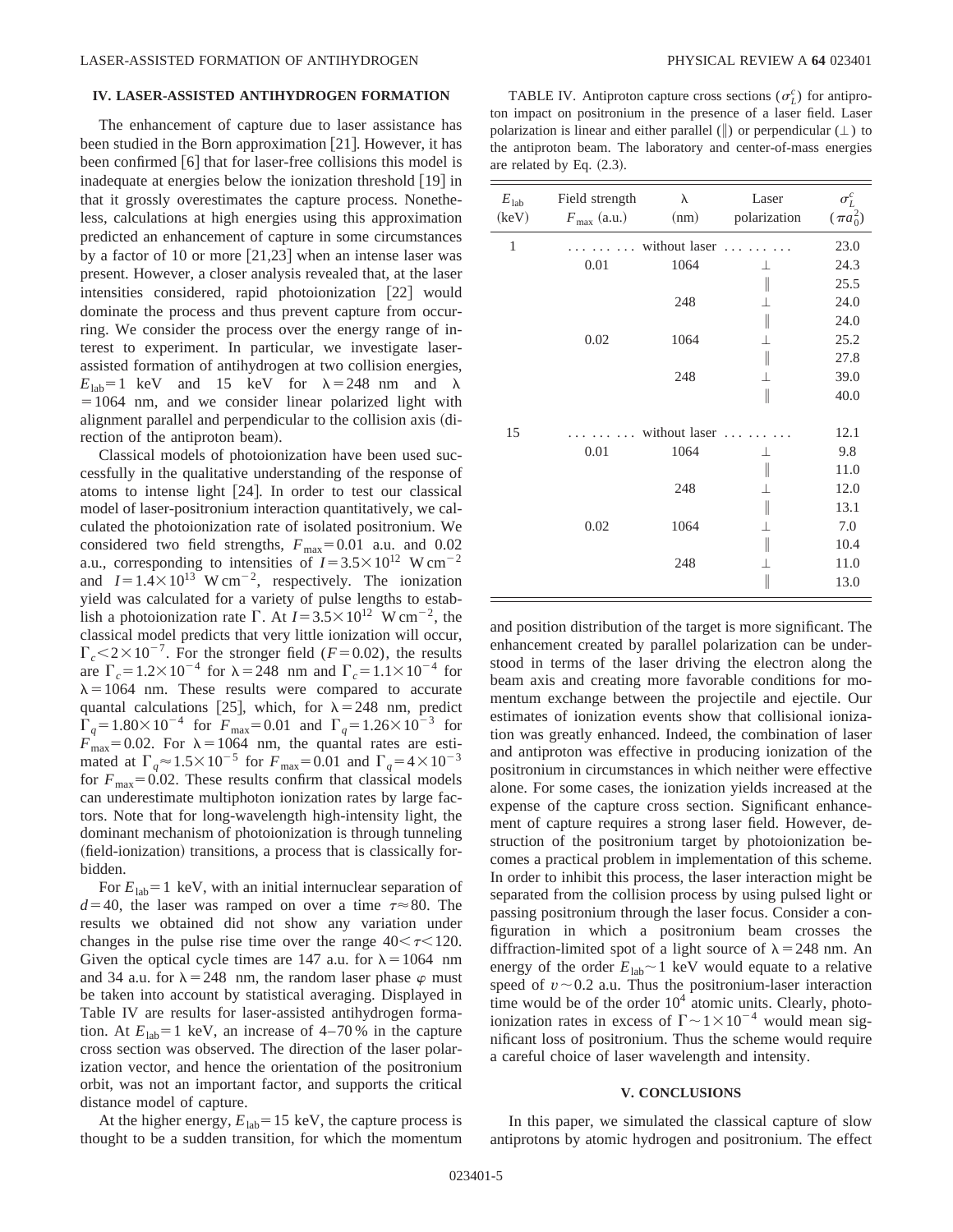## IV. LASER-ASSISTED ANTIHYDROGEN FORMATION

The enhancement of capture due to laser assistance has been studied in the Born approximation [21]. However, it has been confirmed [6] that for laser-free collisions this model is inadequate at energies below the ionization threshold [19] in that it grossly overestimates the capture process. Nonetheless, calculations at high energies using this approximation predicted an enhancement of capture in some circumstances by a factor of 10 or more [21,23] when an intense laser was present. However, a closer analysis revealed that, at the laser intensities considered, rapid photoionization [22] would dominate the process and thus prevent capture from occurring. We consider the process over the energy range of interest to experiment. In particular, we investigate laser-assisted formation of antihydrogen at two collision energies, $E_{\rm lab}=1$ keV and 15 keV for $\lambda=248$ nm and $\lambda=1064$ nm, and we consider linear polarized light with alignment parallel and perpendicular to the collision axis (direction of the antiproton beam).

Classical models of photoionization have been used successfully in the qualitative understanding of the response of atoms to intense light [24]. In order to test our classical model of laser-positronium interaction quantitatively, we calculated the photoionization rate of isolated positronium. We considered two field strengths, $F_{\rm max}=0.01$ a.u. and 0.02 a.u., corresponding to intensities of $I=3.5\times10^{12}$ W cm$^{-2}$ and $I=1.4\times10^{13}$ W cm$^{-2}$, respectively. The ionization yield was calculated for a variety of pulse lengths to establish a photoionization rate $\Gamma$. At $I=3.5\times10^{12}$ W cm$^{-2}$, the classical model predicts that very little ionization will occur, $\Gamma_c<2\times10^{-7}$. For the stronger field ($F=0.02$), the results are $\Gamma_c=1.2\times10^{-4}$ for $\lambda=248$ nm and $\Gamma_c=1.1\times10^{-4}$ for $\lambda=1064$ nm. These results were compared to accurate quantal calculations [25], which, for $\lambda=248$ nm, predict $\Gamma_q=1.80\times10^{-4}$ for $F_{\rm max}=0.01$ and $\Gamma_q=1.26\times10^{-3}$ for $F_{\rm max}=0.02$. For $\lambda=1064$ nm, the quantal rates are estimated at $\Gamma_q\approx1.5\times10^{-5}$ for $F_{\rm max}=0.01$ and $\Gamma_q=4\times10^{-3}$ for $F_{\rm max}=0.02$. These results confirm that classical models can underestimate multiphoton ionization rates by large factors. Note that for long-wavelength high-intensity light, the dominant mechanism of photoionization is through tunneling (field-ionization) transitions, a process that is classically forbidden.

For $E_{\rm lab}=1$ keV, with an initial internuclear separation of $d=40$, the laser was ramped on over a time $\tau\approx80$. The results we obtained did not show any variation under changes in the pulse rise time over the range $40<\tau<120$. Given the optical cycle times are 147 a.u. for $\lambda=1064$ nm and 34 a.u. for $\lambda=248$ nm, the random laser phase $\varphi$ must be taken into account by statistical averaging. Displayed in Table IV are results for laser-assisted antihydrogen formation. At $E_{\rm lab}=1$ keV, an increase of 4–70 % in the capture cross section was observed. The direction of the laser polarization vector, and hence the orientation of the positronium orbit, was not an important factor, and supports the critical distance model of capture.

At the higher energy, $E_{\rm lab}=15$ keV, the capture process is thought to be a sudden transition, for which the momentum and position distribution of the target is more significant. The enhancement created by parallel polarization can be understood in terms of the laser driving the electron along the beam axis and creating more favorable conditions for momentum exchange between the projectile and ejectile. Our estimates of ionization events show that collisional ionization was greatly enhanced. Indeed, the combination of laser and antiproton was effective in producing ionization of the positronium in circumstances in which neither were effective alone. For some cases, the ionization yields increased at the expense of the capture cross section. Significant enhancement of capture requires a strong laser field. However, destruction of the positronium target by photoionization becomes a practical problem in implementation of this scheme. In order to inhibit this process, the laser interaction might be separated from the collision process by using pulsed light or passing positronium through the laser focus. Consider a configuration in which a positronium beam crosses the diffraction-limited spot of a light source of $\lambda=248$ nm. An energy of the order $E_{\rm lab}\sim1$ keV would equate to a relative speed of $v\sim0.2$ a.u. Thus the positronium-laser interaction time would be of the order $10^4$ atomic units. Clearly, photoionization rates in excess of $\Gamma\sim1\times10^{-4}$ would mean significant loss of positronium. Thus the scheme would require a careful choice of laser wavelength and intensity.

TABLE IV. Antiproton capture cross sections ($\sigma_L^c$) for antiproton impact on positronium in the presence of a laser field. Laser polarization is linear and either parallel (∥) or perpendicular (⊥) to the antiproton beam. The laboratory and center-of-mass energies are related by Eq. (2.3).

| $E_{\rm lab}$ (keV) | Field strength $F_{\rm max}$ (a.u.) | $\lambda$ (nm) | Laser polarization | $\sigma_L^c$ ($\pi a_0^2$) |
|---|---|---|---|---|
| 1 | | without laser | | 23.0 |
| | 0.01 | 1064 | ⊥ | 24.3 |
| | | | ∥ | 25.5 |
| | | 248 | ⊥ | 24.0 |
| | | | ∥ | 24.0 |
| | 0.02 | 1064 | ⊥ | 25.2 |
| | | | ∥ | 27.8 |
| | | 248 | ⊥ | 39.0 |
| | | | ∥ | 40.0 |
| 15 | | without laser | | 12.1 |
| | 0.01 | 1064 | ⊥ | 9.8 |
| | | | ∥ | 11.0 |
| | | 248 | ⊥ | 12.0 |
| | | | ∥ | 13.1 |
| | 0.02 | 1064 | ⊥ | 7.0 |
| | | | ∥ | 10.4 |
| | | 248 | ⊥ | 11.0 |
| | | | ∥ | 13.0 |

## V. CONCLUSIONS

In this paper, we simulated the classical capture of slow antiprotons by atomic hydrogen and positronium. The effect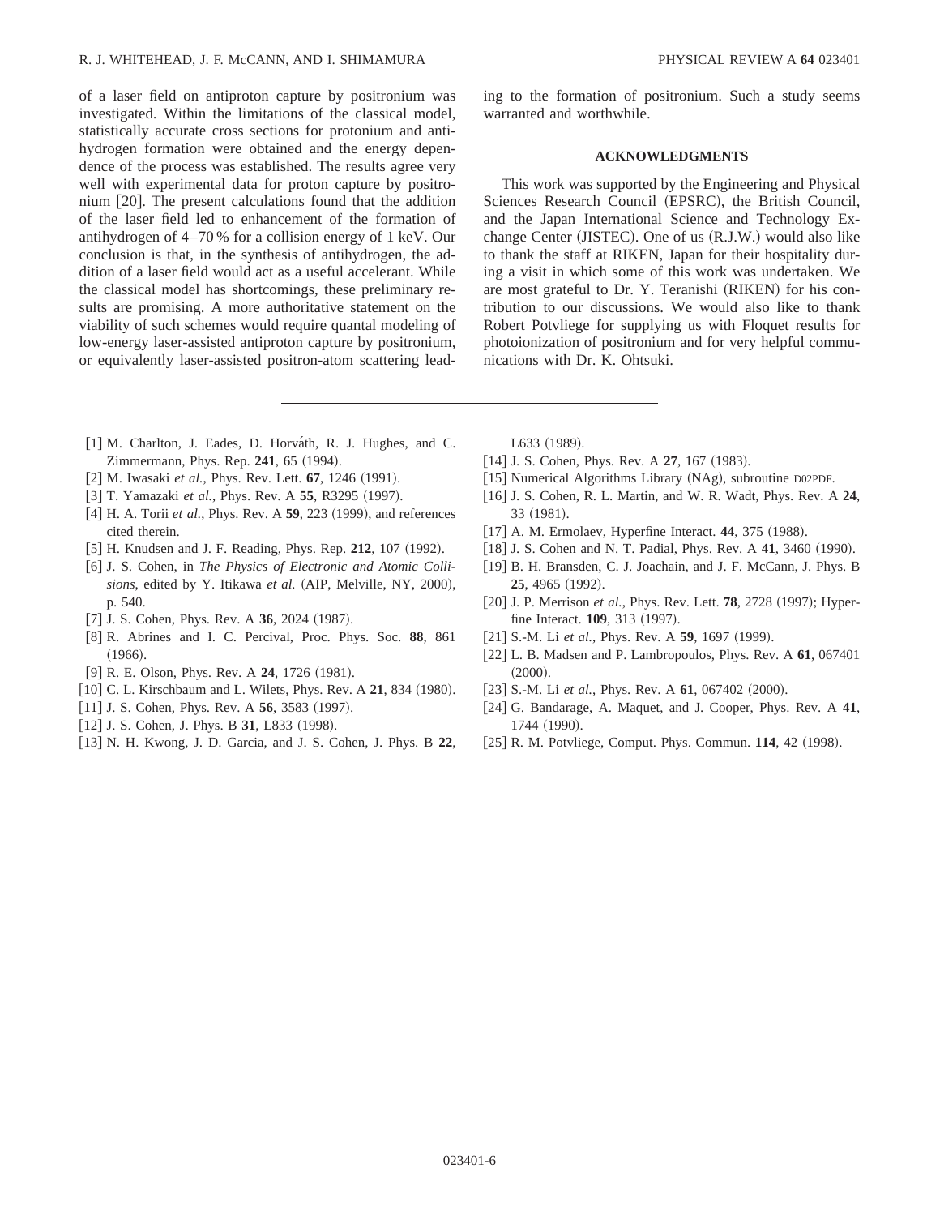of a laser field on antiproton capture by positronium was investigated. Within the limitations of the classical model, statistically accurate cross sections for protonium and antihydrogen formation were obtained and the energy dependence of the process was established. The results agree very well with experimental data for proton capture by positronium [20]. The present calculations found that the addition of the laser field led to enhancement of the formation of antihydrogen of 4–70 % for a collision energy of 1 keV. Our conclusion is that, in the synthesis of antihydrogen, the addition of a laser field would act as a useful accelerant. While the classical model has shortcomings, these preliminary results are promising. A more authoritative statement on the viability of such schemes would require quantal modeling of low-energy laser-assisted antiproton capture by positronium, or equivalently laser-assisted positron-atom scattering leading to the formation of positronium. Such a study seems warranted and worthwhile.

### ACKNOWLEDGMENTS

This work was supported by the Engineering and Physical Sciences Research Council (EPSRC), the British Council, and the Japan International Science and Technology Exchange Center (JISTEC). One of us (R.J.W.) would also like to thank the staff at RIKEN, Japan for their hospitality during a visit in which some of this work was undertaken. We are most grateful to Dr. Y. Teranishi (RIKEN) for his contribution to our discussions. We would also like to thank Robert Potvliege for supplying us with Floquet results for photoionization of positronium and for very helpful communications with Dr. K. Ohtsuki.

---

[1] M. Charlton, J. Eades, D. Horváth, R. J. Hughes, and C. Zimmermann, Phys. Rep. **241**, 65 (1994).
[2] M. Iwasaki *et al.*, Phys. Rev. Lett. **67**, 1246 (1991).
[3] T. Yamazaki *et al.*, Phys. Rev. A **55**, R3295 (1997).
[4] H. A. Torii *et al.*, Phys. Rev. A **59**, 223 (1999), and references cited therein.
[5] H. Knudsen and J. F. Reading, Phys. Rep. **212**, 107 (1992).
[6] J. S. Cohen, in *The Physics of Electronic and Atomic Collisions*, edited by Y. Itikawa *et al.* (AIP, Melville, NY, 2000), p. 540.
[7] J. S. Cohen, Phys. Rev. A **36**, 2024 (1987).
[8] R. Abrines and I. C. Percival, Proc. Phys. Soc. **88**, 861 (1966).
[9] R. E. Olson, Phys. Rev. A **24**, 1726 (1981).
[10] C. L. Kirschbaum and L. Wilets, Phys. Rev. A **21**, 834 (1980).
[11] J. S. Cohen, Phys. Rev. A **56**, 3583 (1997).
[12] J. S. Cohen, J. Phys. B **31**, L833 (1998).
[13] N. H. Kwong, J. D. Garcia, and J. S. Cohen, J. Phys. B **22**, L633 (1989).
[14] J. S. Cohen, Phys. Rev. A **27**, 167 (1983).
[15] Numerical Algorithms Library (NAg), subroutine D02PDF.
[16] J. S. Cohen, R. L. Martin, and W. R. Wadt, Phys. Rev. A **24**, 33 (1981).
[17] A. M. Ermolaev, Hyperfine Interact. **44**, 375 (1988).
[18] J. S. Cohen and N. T. Padial, Phys. Rev. A **41**, 3460 (1990).
[19] B. H. Bransden, C. J. Joachain, and J. F. McCann, J. Phys. B **25**, 4965 (1992).
[20] J. P. Merrison *et al.*, Phys. Rev. Lett. **78**, 2728 (1997); Hyperfine Interact. **109**, 313 (1997).
[21] S.-M. Li *et al.*, Phys. Rev. A **59**, 1697 (1999).
[22] L. B. Madsen and P. Lambropoulos, Phys. Rev. A **61**, 067401 (2000).
[23] S.-M. Li *et al.*, Phys. Rev. A **61**, 067402 (2000).
[24] G. Bandarage, A. Maquet, and J. Cooper, Phys. Rev. A **41**, 1744 (1990).
[25] R. M. Potvliege, Comput. Phys. Commun. **114**, 42 (1998).